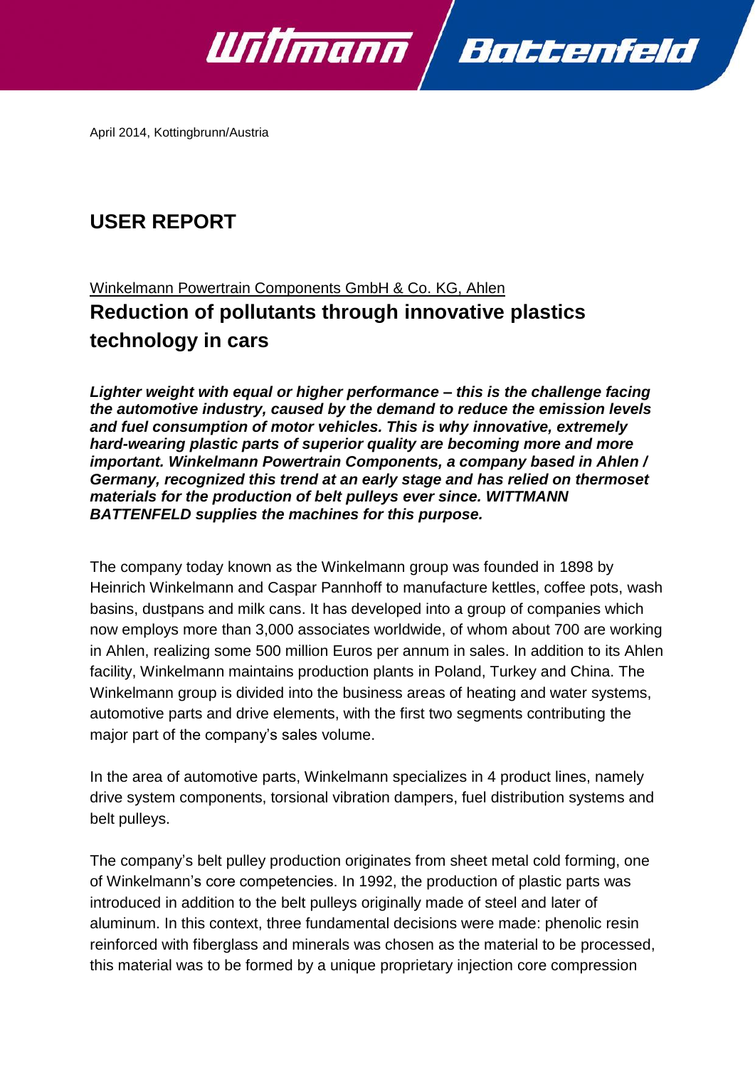April 2014, Kottingbrunn/Austria

# USER REPORT

Winkelmann Powertrain Components GmbH & Co. KG, Ahlen

## Reduction of pollutants through innovative plastics technology in cars

***Lighter weight with equal or higher performance – this is the challenge facing the automotive industry, caused by the demand to reduce the emission levels and fuel consumption of motor vehicles. This is why innovative, extremely hard-wearing plastic parts of superior quality are becoming more and more important. Winkelmann Powertrain Components, a company based in Ahlen / Germany, recognized this trend at an early stage and has relied on thermoset materials for the production of belt pulleys ever since. WITTMANN BATTENFELD supplies the machines for this purpose.***

The company today known as the Winkelmann group was founded in 1898 by Heinrich Winkelmann and Caspar Pannhoff to manufacture kettles, coffee pots, wash basins, dustpans and milk cans. It has developed into a group of companies which now employs more than 3,000 associates worldwide, of whom about 700 are working in Ahlen, realizing some 500 million Euros per annum in sales. In addition to its Ahlen facility, Winkelmann maintains production plants in Poland, Turkey and China. The Winkelmann group is divided into the business areas of heating and water systems, automotive parts and drive elements, with the first two segments contributing the major part of the company's sales volume.

In the area of automotive parts, Winkelmann specializes in 4 product lines, namely drive system components, torsional vibration dampers, fuel distribution systems and belt pulleys.

The company's belt pulley production originates from sheet metal cold forming, one of Winkelmann's core competencies. In 1992, the production of plastic parts was introduced in addition to the belt pulleys originally made of steel and later of aluminum. In this context, three fundamental decisions were made: phenolic resin reinforced with fiberglass and minerals was chosen as the material to be processed, this material was to be formed by a unique proprietary injection core compression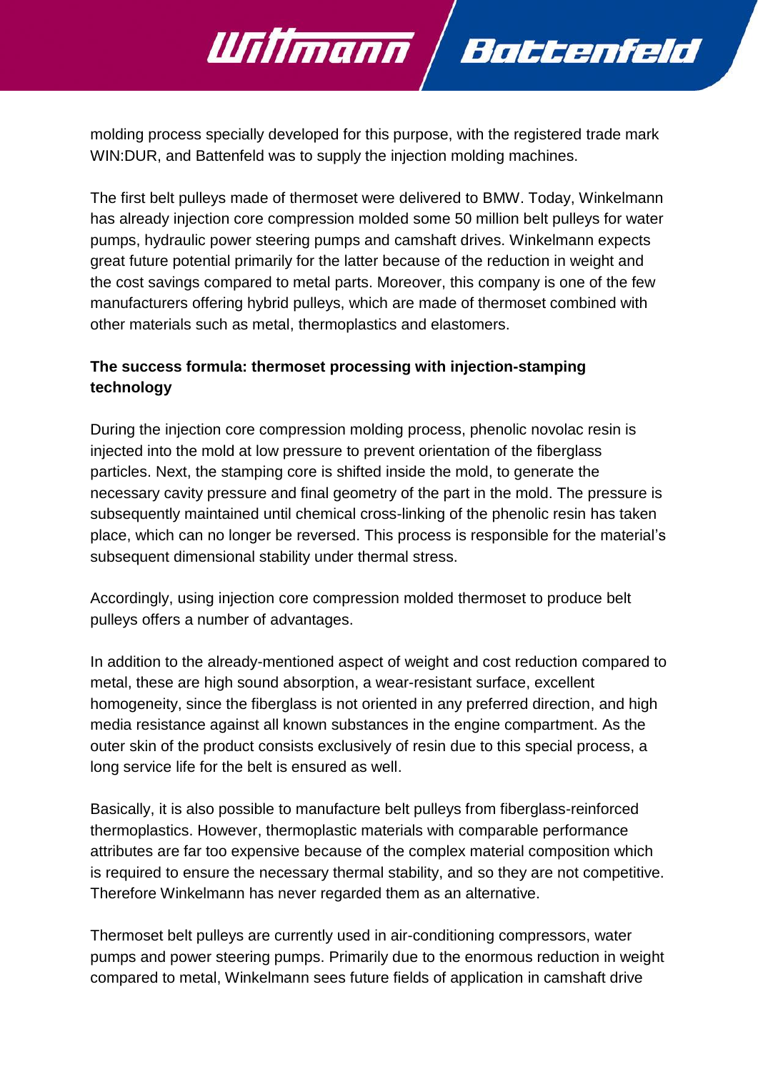molding process specially developed for this purpose, with the registered trade mark WIN:DUR, and Battenfeld was to supply the injection molding machines.

The first belt pulleys made of thermoset were delivered to BMW. Today, Winkelmann has already injection core compression molded some 50 million belt pulleys for water pumps, hydraulic power steering pumps and camshaft drives. Winkelmann expects great future potential primarily for the latter because of the reduction in weight and the cost savings compared to metal parts. Moreover, this company is one of the few manufacturers offering hybrid pulleys, which are made of thermoset combined with other materials such as metal, thermoplastics and elastomers.

**The success formula: thermoset processing with injection-stamping technology**

During the injection core compression molding process, phenolic novolac resin is injected into the mold at low pressure to prevent orientation of the fiberglass particles. Next, the stamping core is shifted inside the mold, to generate the necessary cavity pressure and final geometry of the part in the mold. The pressure is subsequently maintained until chemical cross-linking of the phenolic resin has taken place, which can no longer be reversed. This process is responsible for the material's subsequent dimensional stability under thermal stress.

Accordingly, using injection core compression molded thermoset to produce belt pulleys offers a number of advantages.

In addition to the already-mentioned aspect of weight and cost reduction compared to metal, these are high sound absorption, a wear-resistant surface, excellent homogeneity, since the fiberglass is not oriented in any preferred direction, and high media resistance against all known substances in the engine compartment. As the outer skin of the product consists exclusively of resin due to this special process, a long service life for the belt is ensured as well.

Basically, it is also possible to manufacture belt pulleys from fiberglass-reinforced thermoplastics. However, thermoplastic materials with comparable performance attributes are far too expensive because of the complex material composition which is required to ensure the necessary thermal stability, and so they are not competitive. Therefore Winkelmann has never regarded them as an alternative.

Thermoset belt pulleys are currently used in air-conditioning compressors, water pumps and power steering pumps. Primarily due to the enormous reduction in weight compared to metal, Winkelmann sees future fields of application in camshaft drive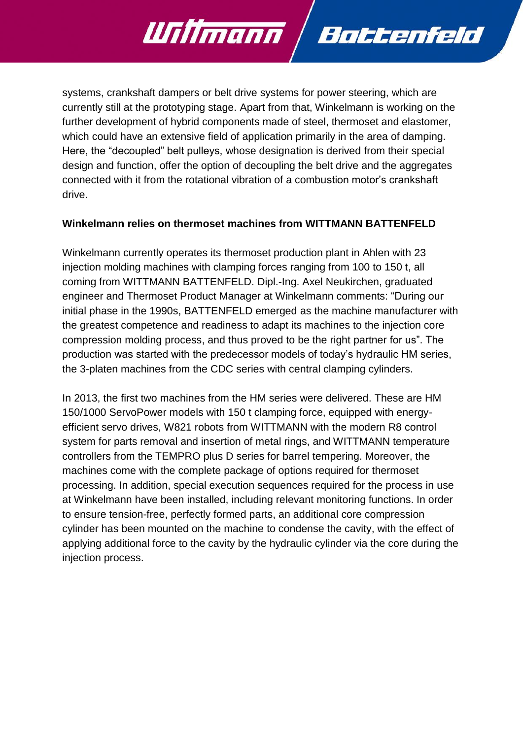systems, crankshaft dampers or belt drive systems for power steering, which are currently still at the prototyping stage. Apart from that, Winkelmann is working on the further development of hybrid components made of steel, thermoset and elastomer, which could have an extensive field of application primarily in the area of damping. Here, the "decoupled" belt pulleys, whose designation is derived from their special design and function, offer the option of decoupling the belt drive and the aggregates connected with it from the rotational vibration of a combustion motor's crankshaft drive.

**Winkelmann relies on thermoset machines from WITTMANN BATTENFELD**

Winkelmann currently operates its thermoset production plant in Ahlen with 23 injection molding machines with clamping forces ranging from 100 to 150 t, all coming from WITTMANN BATTENFELD. Dipl.-Ing. Axel Neukirchen, graduated engineer and Thermoset Product Manager at Winkelmann comments: "During our initial phase in the 1990s, BATTENFELD emerged as the machine manufacturer with the greatest competence and readiness to adapt its machines to the injection core compression molding process, and thus proved to be the right partner for us". The production was started with the predecessor models of today's hydraulic HM series, the 3-platen machines from the CDC series with central clamping cylinders.

In 2013, the first two machines from the HM series were delivered. These are HM 150/1000 ServoPower models with 150 t clamping force, equipped with energy-efficient servo drives, W821 robots from WITTMANN with the modern R8 control system for parts removal and insertion of metal rings, and WITTMANN temperature controllers from the TEMPRO plus D series for barrel tempering. Moreover, the machines come with the complete package of options required for thermoset processing. In addition, special execution sequences required for the process in use at Winkelmann have been installed, including relevant monitoring functions. In order to ensure tension-free, perfectly formed parts, an additional core compression cylinder has been mounted on the machine to condense the cavity, with the effect of applying additional force to the cavity by the hydraulic cylinder via the core during the injection process.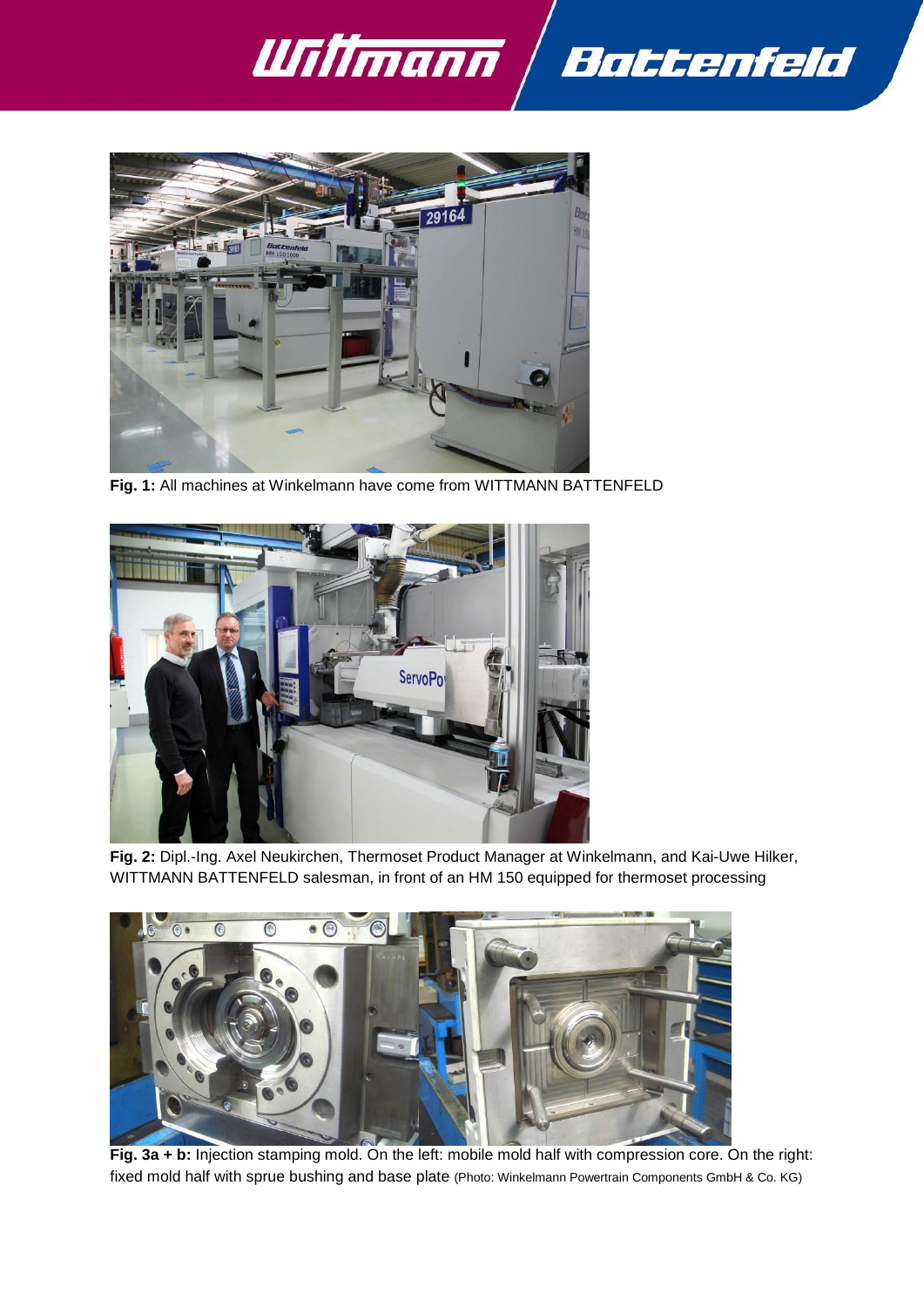**Fig. 1:** All machines at Winkelmann have come from WITTMANN BATTENFELD

**Fig. 2:** Dipl.-Ing. Axel Neukirchen, Thermoset Product Manager at Winkelmann, and Kai-Uwe Hilker, WITTMANN BATTENFELD salesman, in front of an HM 150 equipped for thermoset processing

**Fig. 3a + b:** Injection stamping mold. On the left: mobile mold half with compression core. On the right: fixed mold half with sprue bushing and base plate (Photo: Winkelmann Powertrain Components GmbH & Co. KG)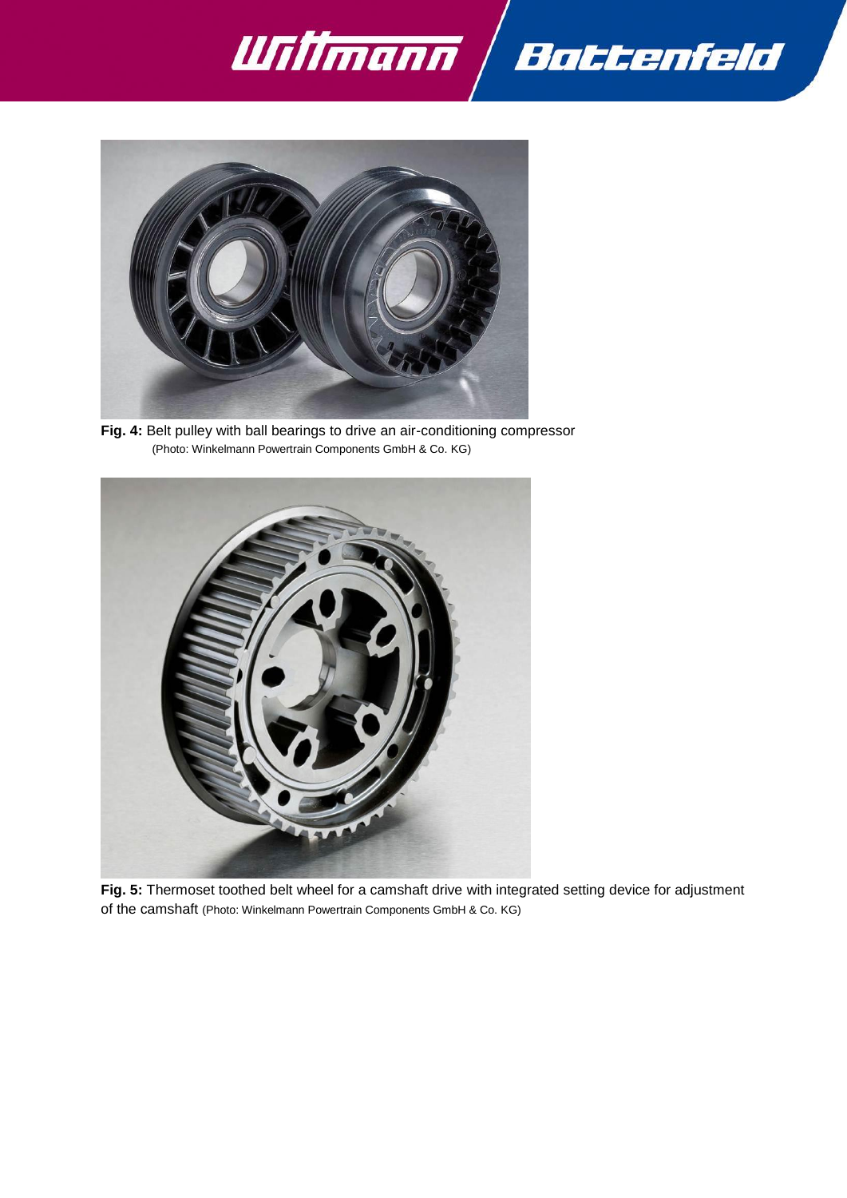**Fig. 4:** Belt pulley with ball bearings to drive an air-conditioning compressor
(Photo: Winkelmann Powertrain Components GmbH & Co. KG)

**Fig. 5:** Thermoset toothed belt wheel for a camshaft drive with integrated setting device for adjustment of the camshaft (Photo: Winkelmann Powertrain Components GmbH & Co. KG)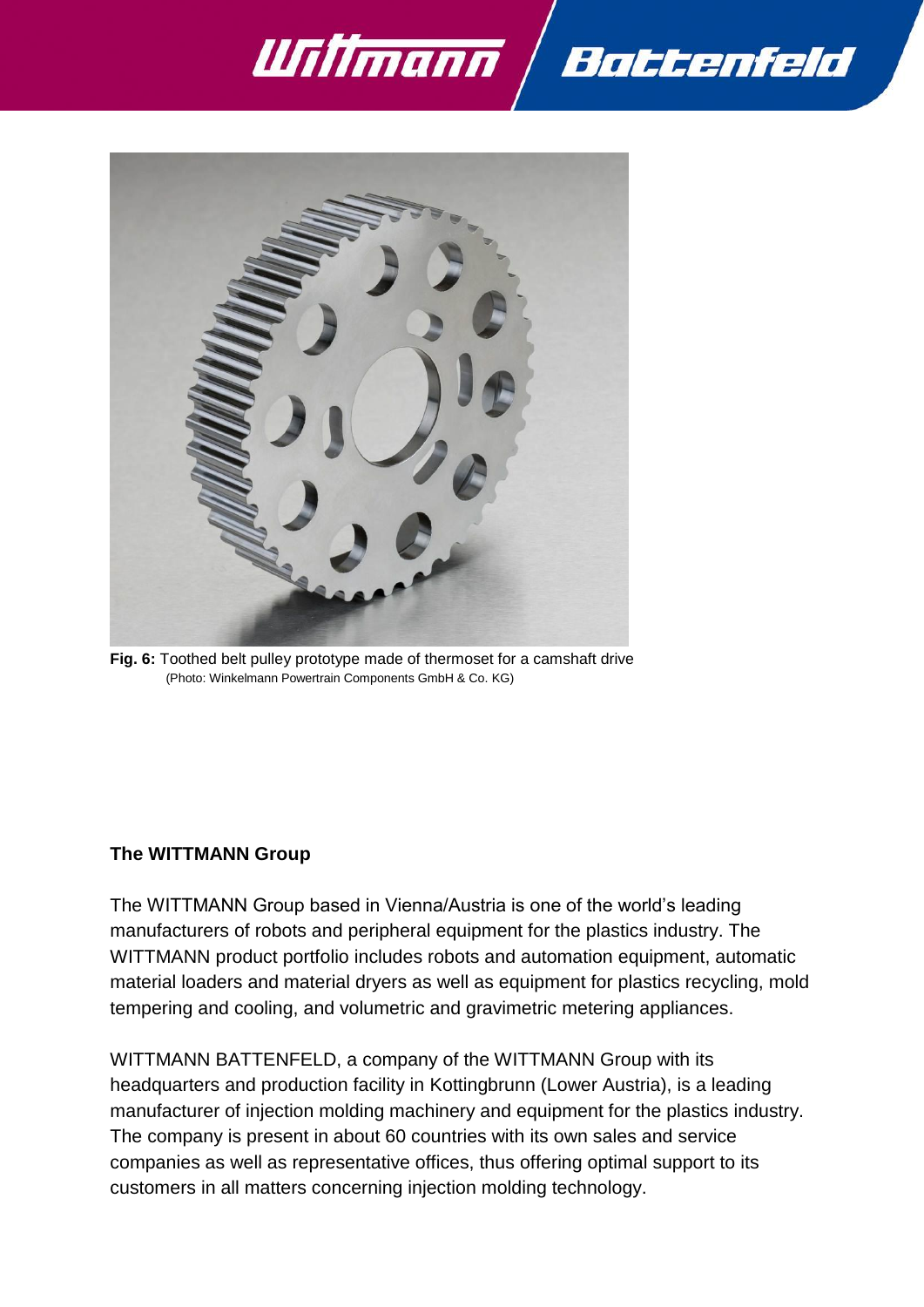**Fig. 6:** Toothed belt pulley prototype made of thermoset for a camshaft drive
(Photo: Winkelmann Powertrain Components GmbH & Co. KG)

**The WITTMANN Group**

The WITTMANN Group based in Vienna/Austria is one of the world's leading manufacturers of robots and peripheral equipment for the plastics industry. The WITTMANN product portfolio includes robots and automation equipment, automatic material loaders and material dryers as well as equipment for plastics recycling, mold tempering and cooling, and volumetric and gravimetric metering appliances.

WITTMANN BATTENFELD, a company of the WITTMANN Group with its headquarters and production facility in Kottingbrunn (Lower Austria), is a leading manufacturer of injection molding machinery and equipment for the plastics industry. The company is present in about 60 countries with its own sales and service companies as well as representative offices, thus offering optimal support to its customers in all matters concerning injection molding technology.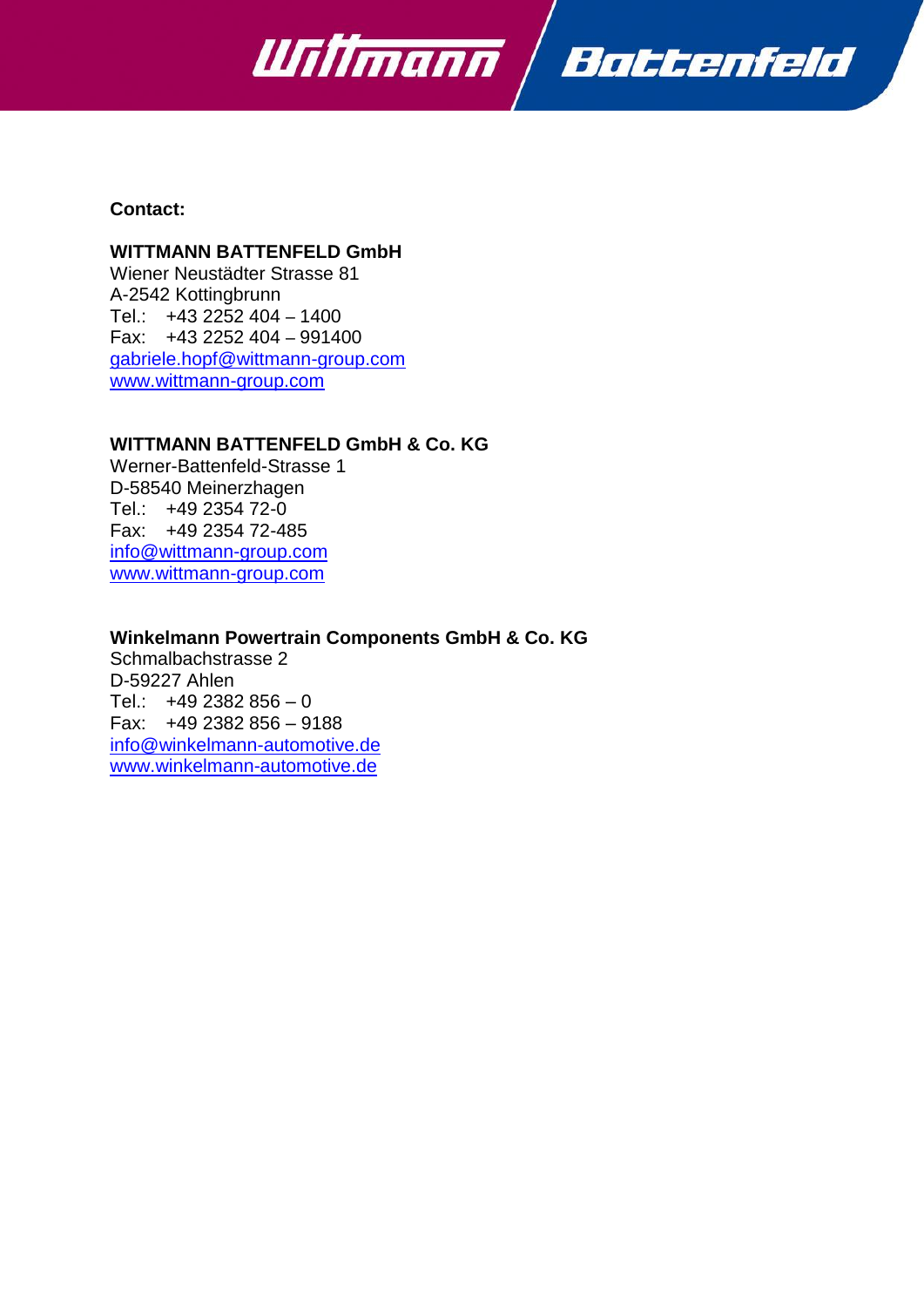**Contact:**

**WITTMANN BATTENFELD GmbH**
Wiener Neustädter Strasse 81
A-2542 Kottingbrunn
Tel.: +43 2252 404 – 1400
Fax: +43 2252 404 – 991400
gabriele.hopf@wittmann-group.com
www.wittmann-group.com

**WITTMANN BATTENFELD GmbH & Co. KG**
Werner-Battenfeld-Strasse 1
D-58540 Meinerzhagen
Tel.: +49 2354 72-0
Fax: +49 2354 72-485
info@wittmann-group.com
www.wittmann-group.com

**Winkelmann Powertrain Components GmbH & Co. KG**
Schmalbachstrasse 2
D-59227 Ahlen
Tel.: +49 2382 856 – 0
Fax: +49 2382 856 – 9188
info@winkelmann-automotive.de
www.winkelmann-automotive.de